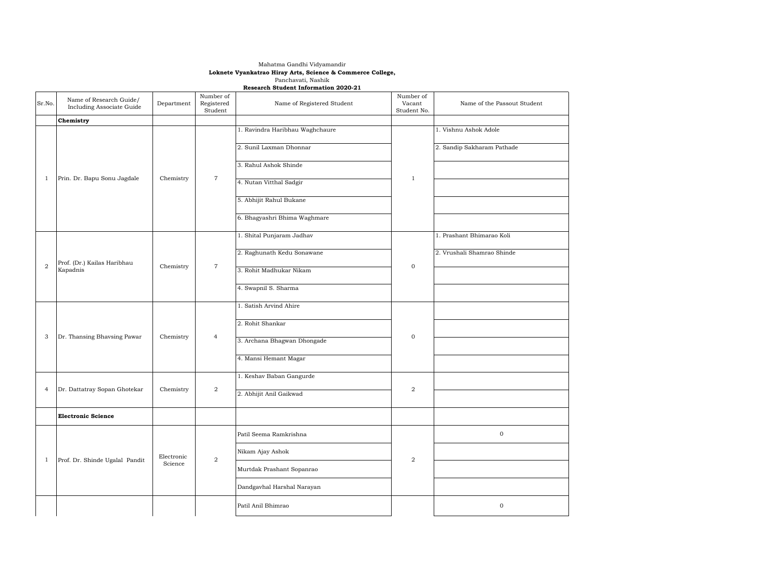Mahatma Gandhi Vidyamandir

**Loknete Vyankatrao Hiray Arts, Science & Commerce College,**

Panchavati, Nashik

**Research Student Information 2020-21**

| Sr.No. | Name of Research Guide/ Including Associate Guide | Department | Number of Registered Student | Name of Registered Student | Number of Vacant Student No. | Name of the Passout Student |
|---|---|---|---|---|---|---|
| | **Chemistry** | | | | | |
| 1 | Prin. Dr. Bapu Sonu Jagdale | Chemistry | 7 | 1. Ravindra Haribhau Waghchaure | 1 | 1. Vishnu Ashok Adole |
| | | | | 2. Sunil Laxman Dhonnar | | 2. Sandip Sakharam Pathade |
| | | | | 3. Rahul Ashok Shinde | | |
| | | | | 4. Nutan Vitthal Sadgir | | |
| | | | | 5. Abhijit Rahul Bukane | | |
| | | | | 6. Bhagyashri Bhima Waghmare | | |
| 2 | Prof. (Dr.) Kailas Haribhau Kapadnis | Chemistry | 7 | 1. Shital Punjaram Jadhav | 0 | 1. Prashant Bhimarao Koli |
| | | | | 2. Raghunath Kedu Sonawane | | 2. Vrushali Shamrao Shinde |
| | | | | 3. Rohit Madhukar Nikam | | |
| | | | | 4. Swapnil S. Sharma | | |
| 3 | Dr. Thansing Bhavsing Pawar | Chemistry | 4 | 1. Satish Arvind Ahire | 0 | |
| | | | | 2. Rohit Shankar | | |
| | | | | 3. Archana Bhagwan Dhongade | | |
| | | | | 4. Mansi Hemant Magar | | |
| 4 | Dr. Dattatray Sopan Ghotekar | Chemistry | 2 | 1. Keshav Baban Gangurde | 2 | |
| | | | | 2. Abhijit Anil Gaikwad | | |
| | **Electronic Science** | | | | | |
| 1 | Prof. Dr. Shinde Ugalal Pandit | Electronic Science | 2 | Patil Seema Ramkrishna | 2 | 0 |
| | | | | Nikam Ajay Ashok | | |
| | | | | Murtdak Prashant Sopanrao | | |
| | | | | Dandgavhal Harshal Narayan | | |
| | | | | Patil Anil Bhimrao | | 0 |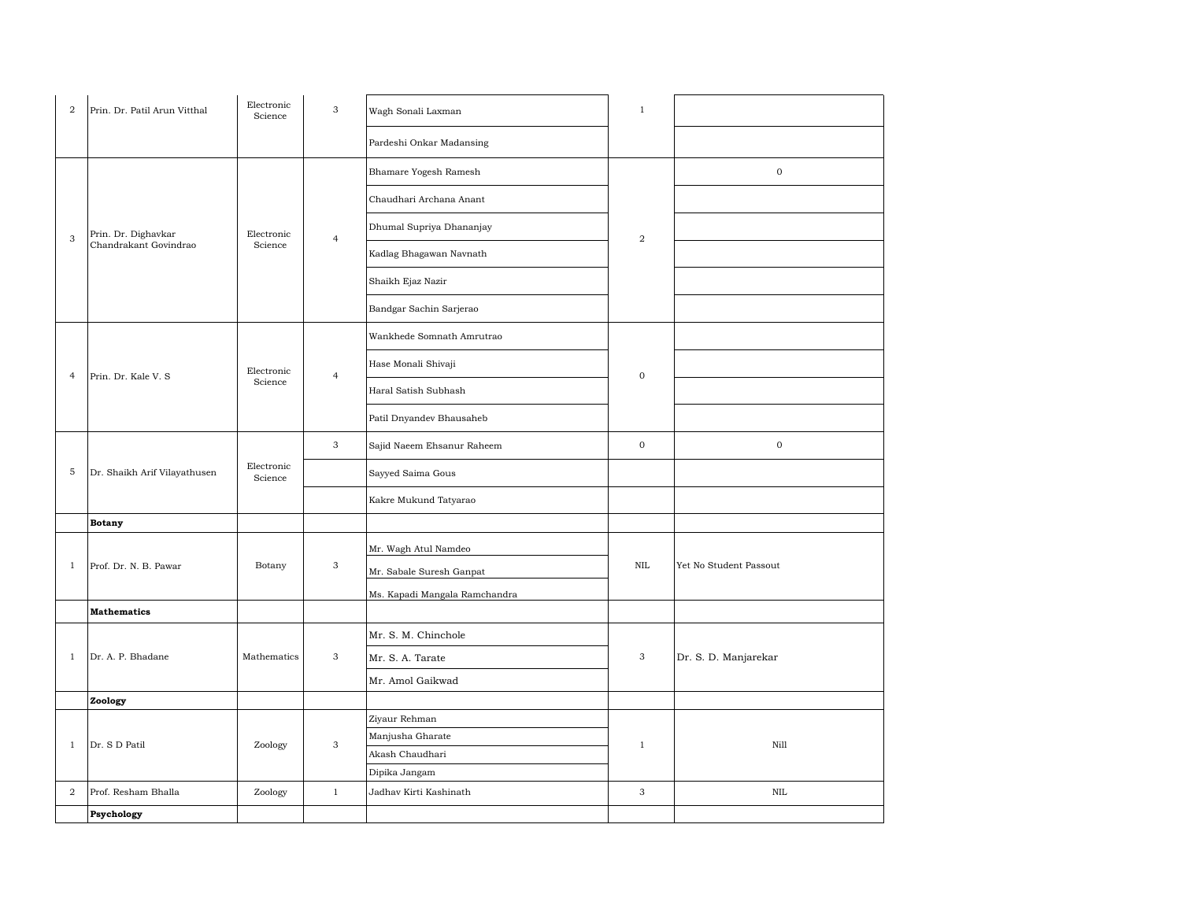| | | | | | | |
|---|---|---|---|---|---|---|
| 2 | Prin. Dr. Patil Arun Vitthal | Electronic Science | 3 | Wagh Sonali Laxman | 1 | |
| | | | | Pardeshi Onkar Madansing | | |
| 3 | Prin. Dr. Dighavkar Chandrakant Govindrao | Electronic Science | 4 | Bhamare Yogesh Ramesh | 2 | 0 |
| | | | | Chaudhari Archana Anant | | |
| | | | | Dhumal Supriya Dhananjay | | |
| | | | | Kadlag Bhagawan Navnath | | |
| | | | | Shaikh Ejaz Nazir | | |
| | | | | Bandgar Sachin Sarjerao | | |
| 4 | Prin. Dr. Kale V. S | Electronic Science | 4 | Wankhede Somnath Amrutrao | 0 | |
| | | | | Hase Monali Shivaji | | |
| | | | | Haral Satish Subhash | | |
| | | | | Patil Dnyandev Bhausaheb | | |
| 5 | Dr. Shaikh Arif Vilayathusen | Electronic Science | 3 | Sajid Naeem Ehsanur Raheem | 0 | 0 |
| | | | | Sayyed Saima Gous | | |
| | | | | Kakre Mukund Tatyarao | | |
| | **Botany** | | | | | |
| 1 | Prof. Dr. N. B. Pawar | Botany | 3 | Mr. Wagh Atul Namdeo | NIL | Yet No Student Passout |
| | | | | Mr. Sabale Suresh Ganpat | | |
| | | | | Ms. Kapadi Mangala Ramchandra | | |
| | **Mathematics** | | | | | |
| 1 | Dr. A. P. Bhadane | Mathematics | 3 | Mr. S. M. Chinchole | 3 | Dr. S. D. Manjarekar |
| | | | | Mr. S. A. Tarate | | |
| | | | | Mr. Amol Gaikwad | | |
| | **Zoology** | | | | | |
| 1 | Dr. S D Patil | Zoology | 3 | Ziyaur Rehman | 1 | Nill |
| | | | | Manjusha Gharate | | |
| | | | | Akash Chaudhari | | |
| | | | | Dipika Jangam | | |
| 2 | Prof. Resham Bhalla | Zoology | 1 | Jadhav Kirti Kashinath | 3 | NIL |
| | **Psychology** | | | | | |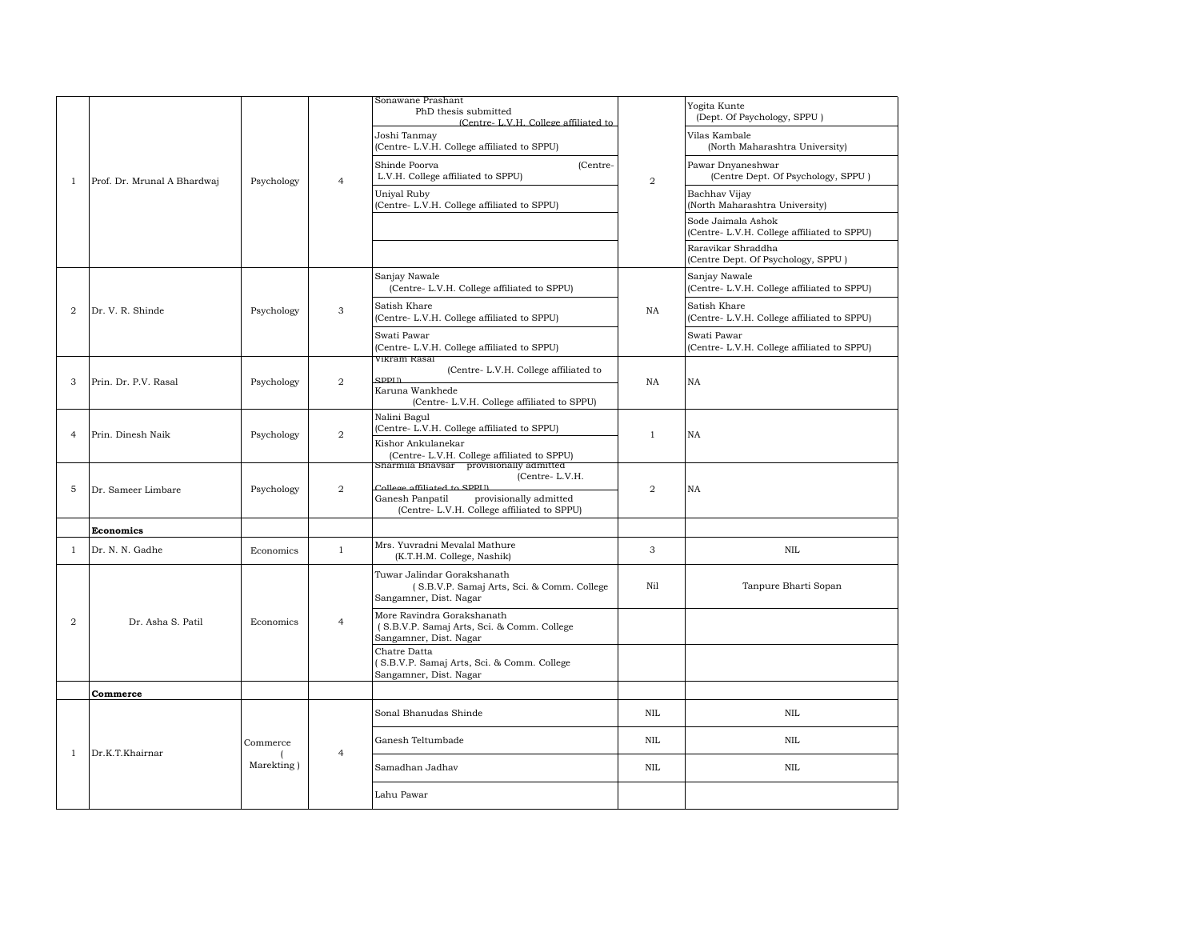| | | | | | | |
|---|---|---|---|---|---|---|
| 1 | Prof. Dr. Mrunal A Bhardwaj | Psychology | 4 | Sonawane Prashant PhD thesis submitted (Centre- L.V.H. College affiliated to | 2 | Yogita Kunte (Dept. Of Psychology, SPPU ) |
| | | | | Joshi Tanmay (Centre- L.V.H. College affiliated to SPPU) | | Vilas Kambale (North Maharashtra University) |
| | | | | Shinde Poorva (Centre- L.V.H. College affiliated to SPPU) | | Pawar Dnyaneshwar (Centre Dept. Of Psychology, SPPU ) |
| | | | | Uniyal Ruby (Centre- L.V.H. College affiliated to SPPU) | | Bachhav Vijay (North Maharashtra University) |
| | | | | | | Sode Jaimala Ashok (Centre- L.V.H. College affiliated to SPPU) |
| | | | | | | Raravikar Shraddha (Centre Dept. Of Psychology, SPPU ) |
| 2 | Dr. V. R. Shinde | Psychology | 3 | Sanjay Nawale (Centre- L.V.H. College affiliated to SPPU) | NA | Sanjay Nawale (Centre- L.V.H. College affiliated to SPPU) |
| | | | | Satish Khare (Centre- L.V.H. College affiliated to SPPU) | | Satish Khare (Centre- L.V.H. College affiliated to SPPU) |
| | | | | Swati Pawar (Centre- L.V.H. College affiliated to SPPU) | | Swati Pawar (Centre- L.V.H. College affiliated to SPPU) |
| 3 | Prin. Dr. P.V. Rasal | Psychology | 2 | Vikram Rasal (Centre- L.V.H. College affiliated to SPPU) | NA | NA |
| | | | | Karuna Wankhede (Centre- L.V.H. College affiliated to SPPU) | | |
| 4 | Prin. Dinesh Naik | Psychology | 2 | Nalini Bagul (Centre- L.V.H. College affiliated to SPPU) | 1 | NA |
| | | | | Kishor Ankulanekar (Centre- L.V.H. College affiliated to SPPU) | | |
| 5 | Dr. Sameer Limbare | Psychology | 2 | Sharmila Bhavsar provisionally admitted (Centre- L.V.H. College affiliated to SPPU) | 2 | NA |
| | | | | Ganesh Panpatil provisionally admitted (Centre- L.V.H. College affiliated to SPPU) | | |
| | **Economics** | | | | | |
| 1 | Dr. N. N. Gadhe | Economics | 1 | Mrs. Yuvradni Mevalal Mathure (K.T.H.M. College, Nashik) | 3 | NIL |
| 2 | Dr. Asha S. Patil | Economics | 4 | Tuwar Jalindar Gorakshanath ( S.B.V.P. Samaj Arts, Sci. & Comm. College Sangamner, Dist. Nagar | Nil | Tanpure Bharti Sopan |
| | | | | More Ravindra Gorakshanath ( S.B.V.P. Samaj Arts, Sci. & Comm. College Sangamner, Dist. Nagar | | |
| | | | | Chatre Datta ( S.B.V.P. Samaj Arts, Sci. & Comm. College Sangamner, Dist. Nagar | | |
| | **Commerce** | | | | | |
| 1 | Dr.K.T.Khairnar | Commerce ( Marekting ) | 4 | Sonal Bhanudas Shinde | NIL | NIL |
| | | | | Ganesh Teltumbade | NIL | NIL |
| | | | | Samadhan Jadhav | NIL | NIL |
| | | | | Lahu Pawar | | |